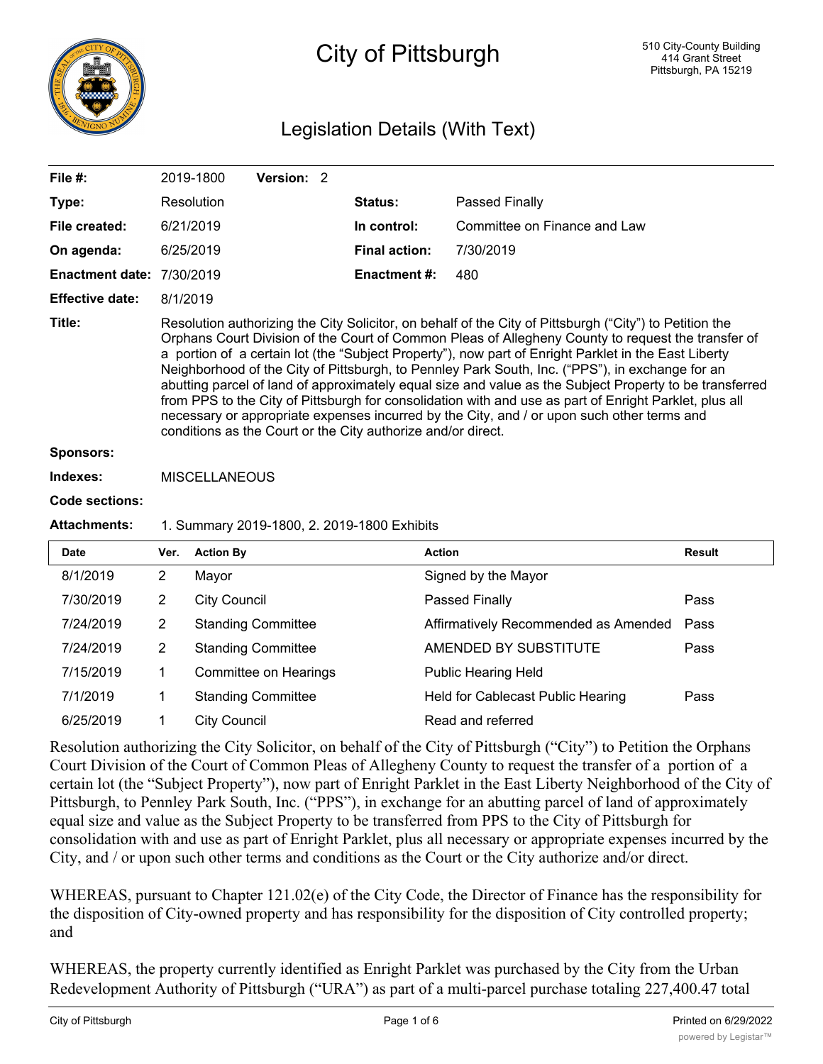# City of Pittsburgh

510 City-County Building
414 Grant Street
Pittsburgh, PA 15219

## Legislation Details (With Text)

| | | | |
|---|---|---|---|
| **File #:** | 2019-1800 **Version:** 2 | | |
| **Type:** | Resolution | **Status:** | Passed Finally |
| **File created:** | 6/21/2019 | **In control:** | Committee on Finance and Law |
| **On agenda:** | 6/25/2019 | **Final action:** | 7/30/2019 |
| **Enactment date:** | 7/30/2019 | **Enactment #:** | 480 |
| **Effective date:** | 8/1/2019 | | |

**Title:** Resolution authorizing the City Solicitor, on behalf of the City of Pittsburgh ("City") to Petition the Orphans Court Division of the Court of Common Pleas of Allegheny County to request the transfer of a portion of a certain lot (the "Subject Property"), now part of Enright Parklet in the East Liberty Neighborhood of the City of Pittsburgh, to Pennley Park South, Inc. ("PPS"), in exchange for an abutting parcel of land of approximately equal size and value as the Subject Property to be transferred from PPS to the City of Pittsburgh for consolidation with and use as part of Enright Parklet, plus all necessary or appropriate expenses incurred by the City, and / or upon such other terms and conditions as the Court or the City authorize and/or direct.

**Sponsors:**

**Indexes:** MISCELLANEOUS

**Code sections:**

**Attachments:** 1. Summary 2019-1800, 2. 2019-1800 Exhibits

| Date | Ver. | Action By | Action | Result |
|---|---|---|---|---|
| 8/1/2019 | 2 | Mayor | Signed by the Mayor | |
| 7/30/2019 | 2 | City Council | Passed Finally | Pass |
| 7/24/2019 | 2 | Standing Committee | Affirmatively Recommended as Amended | Pass |
| 7/24/2019 | 2 | Standing Committee | AMENDED BY SUBSTITUTE | Pass |
| 7/15/2019 | 1 | Committee on Hearings | Public Hearing Held | |
| 7/1/2019 | 1 | Standing Committee | Held for Cablecast Public Hearing | Pass |
| 6/25/2019 | 1 | City Council | Read and referred | |

Resolution authorizing the City Solicitor, on behalf of the City of Pittsburgh ("City") to Petition the Orphans Court Division of the Court of Common Pleas of Allegheny County to request the transfer of a portion of a certain lot (the "Subject Property"), now part of Enright Parklet in the East Liberty Neighborhood of the City of Pittsburgh, to Pennley Park South, Inc. ("PPS"), in exchange for an abutting parcel of land of approximately equal size and value as the Subject Property to be transferred from PPS to the City of Pittsburgh for consolidation with and use as part of Enright Parklet, plus all necessary or appropriate expenses incurred by the City, and / or upon such other terms and conditions as the Court or the City authorize and/or direct.

WHEREAS, pursuant to Chapter 121.02(e) of the City Code, the Director of Finance has the responsibility for the disposition of City-owned property and has responsibility for the disposition of City controlled property; and

WHEREAS, the property currently identified as Enright Parklet was purchased by the City from the Urban Redevelopment Authority of Pittsburgh ("URA") as part of a multi-parcel purchase totaling 227,400.47 total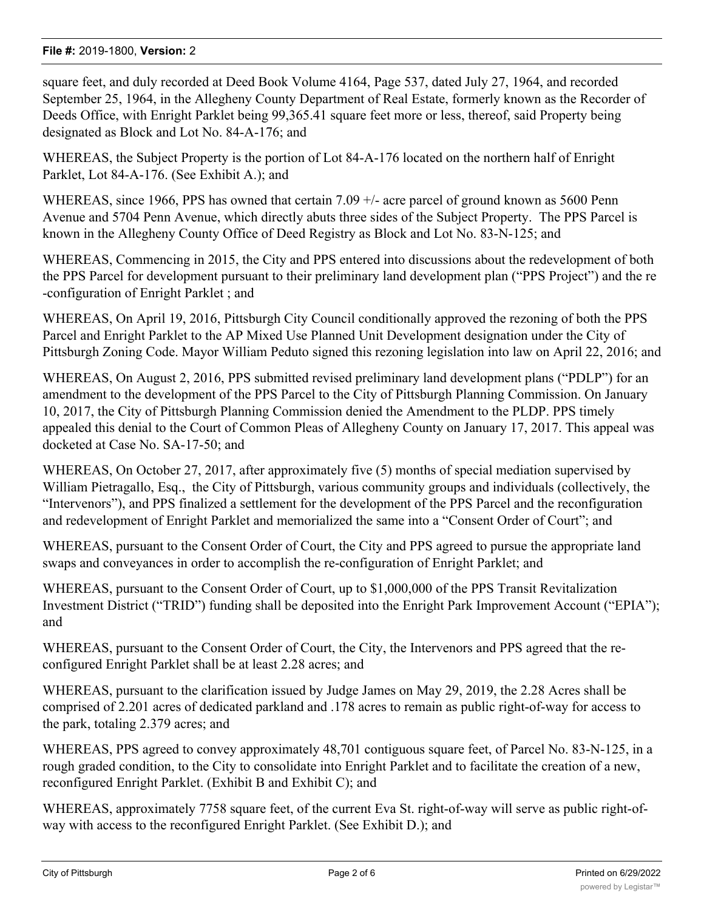square feet, and duly recorded at Deed Book Volume 4164, Page 537, dated July 27, 1964, and recorded September 25, 1964, in the Allegheny County Department of Real Estate, formerly known as the Recorder of Deeds Office, with Enright Parklet being 99,365.41 square feet more or less, thereof, said Property being designated as Block and Lot No. 84-A-176; and

WHEREAS, the Subject Property is the portion of Lot 84-A-176 located on the northern half of Enright Parklet, Lot 84-A-176. (See Exhibit A.); and

WHEREAS, since 1966, PPS has owned that certain 7.09 +/- acre parcel of ground known as 5600 Penn Avenue and 5704 Penn Avenue, which directly abuts three sides of the Subject Property. The PPS Parcel is known in the Allegheny County Office of Deed Registry as Block and Lot No. 83-N-125; and

WHEREAS, Commencing in 2015, the City and PPS entered into discussions about the redevelopment of both the PPS Parcel for development pursuant to their preliminary land development plan ("PPS Project") and the re-configuration of Enright Parklet ; and

WHEREAS, On April 19, 2016, Pittsburgh City Council conditionally approved the rezoning of both the PPS Parcel and Enright Parklet to the AP Mixed Use Planned Unit Development designation under the City of Pittsburgh Zoning Code. Mayor William Peduto signed this rezoning legislation into law on April 22, 2016; and

WHEREAS, On August 2, 2016, PPS submitted revised preliminary land development plans ("PDLP") for an amendment to the development of the PPS Parcel to the City of Pittsburgh Planning Commission. On January 10, 2017, the City of Pittsburgh Planning Commission denied the Amendment to the PLDP. PPS timely appealed this denial to the Court of Common Pleas of Allegheny County on January 17, 2017. This appeal was docketed at Case No. SA-17-50; and

WHEREAS, On October 27, 2017, after approximately five (5) months of special mediation supervised by William Pietragallo, Esq., the City of Pittsburgh, various community groups and individuals (collectively, the "Intervenors"), and PPS finalized a settlement for the development of the PPS Parcel and the reconfiguration and redevelopment of Enright Parklet and memorialized the same into a "Consent Order of Court"; and

WHEREAS, pursuant to the Consent Order of Court, the City and PPS agreed to pursue the appropriate land swaps and conveyances in order to accomplish the re-configuration of Enright Parklet; and

WHEREAS, pursuant to the Consent Order of Court, up to $1,000,000 of the PPS Transit Revitalization Investment District ("TRID") funding shall be deposited into the Enright Park Improvement Account ("EPIA"); and

WHEREAS, pursuant to the Consent Order of Court, the City, the Intervenors and PPS agreed that the re-configured Enright Parklet shall be at least 2.28 acres; and

WHEREAS, pursuant to the clarification issued by Judge James on May 29, 2019, the 2.28 Acres shall be comprised of 2.201 acres of dedicated parkland and .178 acres to remain as public right-of-way for access to the park, totaling 2.379 acres; and

WHEREAS, PPS agreed to convey approximately 48,701 contiguous square feet, of Parcel No. 83-N-125, in a rough graded condition, to the City to consolidate into Enright Parklet and to facilitate the creation of a new, reconfigured Enright Parklet. (Exhibit B and Exhibit C); and

WHEREAS, approximately 7758 square feet, of the current Eva St. right-of-way will serve as public right-of-way with access to the reconfigured Enright Parklet. (See Exhibit D.); and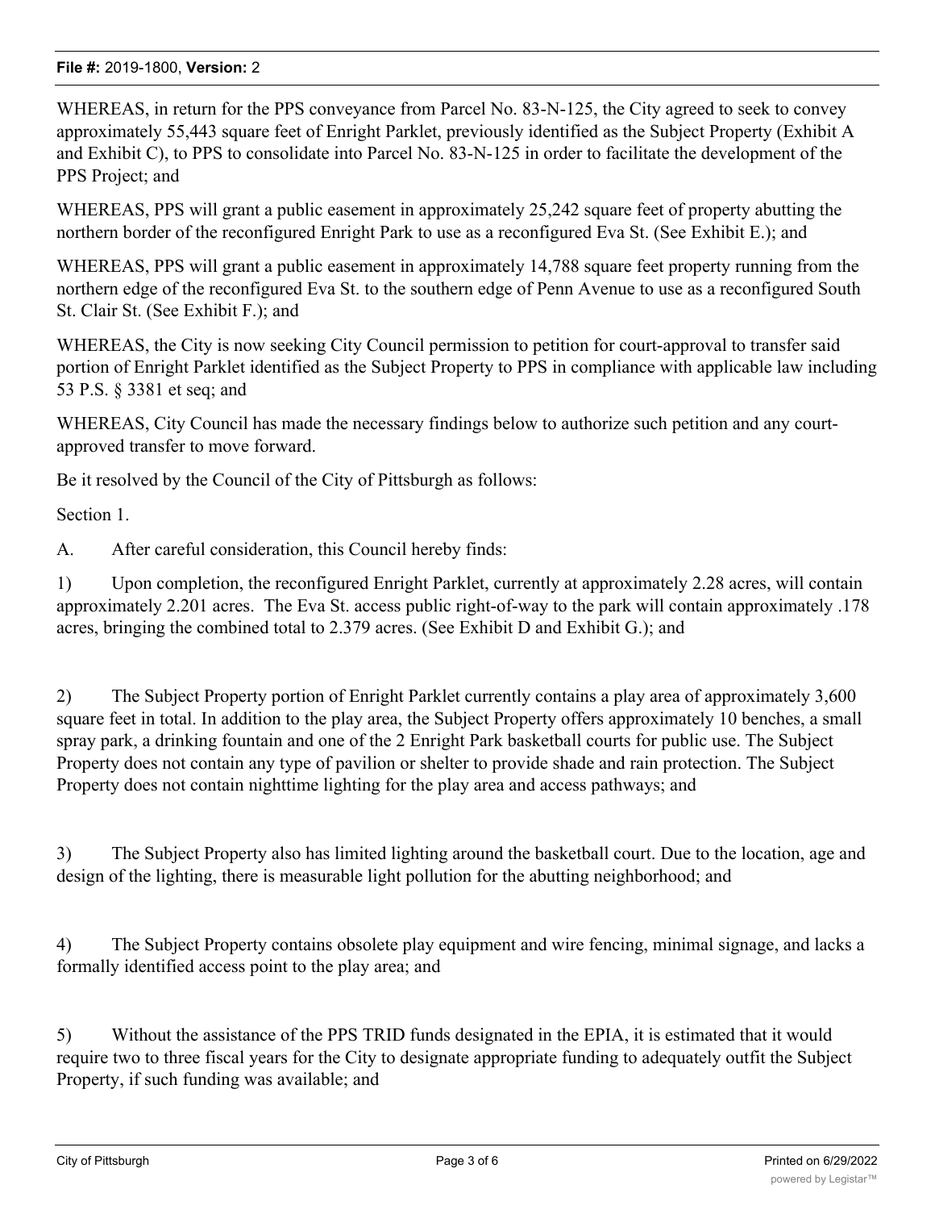WHEREAS, in return for the PPS conveyance from Parcel No. 83-N-125, the City agreed to seek to convey approximately 55,443 square feet of Enright Parklet, previously identified as the Subject Property (Exhibit A and Exhibit C), to PPS to consolidate into Parcel No. 83-N-125 in order to facilitate the development of the PPS Project; and

WHEREAS, PPS will grant a public easement in approximately 25,242 square feet of property abutting the northern border of the reconfigured Enright Park to use as a reconfigured Eva St. (See Exhibit E.); and

WHEREAS, PPS will grant a public easement in approximately 14,788 square feet property running from the northern edge of the reconfigured Eva St. to the southern edge of Penn Avenue to use as a reconfigured South St. Clair St. (See Exhibit F.); and

WHEREAS, the City is now seeking City Council permission to petition for court-approval to transfer said portion of Enright Parklet identified as the Subject Property to PPS in compliance with applicable law including 53 P.S. § 3381 et seq; and

WHEREAS, City Council has made the necessary findings below to authorize such petition and any court-approved transfer to move forward.

Be it resolved by the Council of the City of Pittsburgh as follows:

Section 1.

A. After careful consideration, this Council hereby finds:

1) Upon completion, the reconfigured Enright Parklet, currently at approximately 2.28 acres, will contain approximately 2.201 acres. The Eva St. access public right-of-way to the park will contain approximately .178 acres, bringing the combined total to 2.379 acres. (See Exhibit D and Exhibit G.); and

2) The Subject Property portion of Enright Parklet currently contains a play area of approximately 3,600 square feet in total. In addition to the play area, the Subject Property offers approximately 10 benches, a small spray park, a drinking fountain and one of the 2 Enright Park basketball courts for public use. The Subject Property does not contain any type of pavilion or shelter to provide shade and rain protection. The Subject Property does not contain nighttime lighting for the play area and access pathways; and

3) The Subject Property also has limited lighting around the basketball court. Due to the location, age and design of the lighting, there is measurable light pollution for the abutting neighborhood; and

4) The Subject Property contains obsolete play equipment and wire fencing, minimal signage, and lacks a formally identified access point to the play area; and

5) Without the assistance of the PPS TRID funds designated in the EPIA, it is estimated that it would require two to three fiscal years for the City to designate appropriate funding to adequately outfit the Subject Property, if such funding was available; and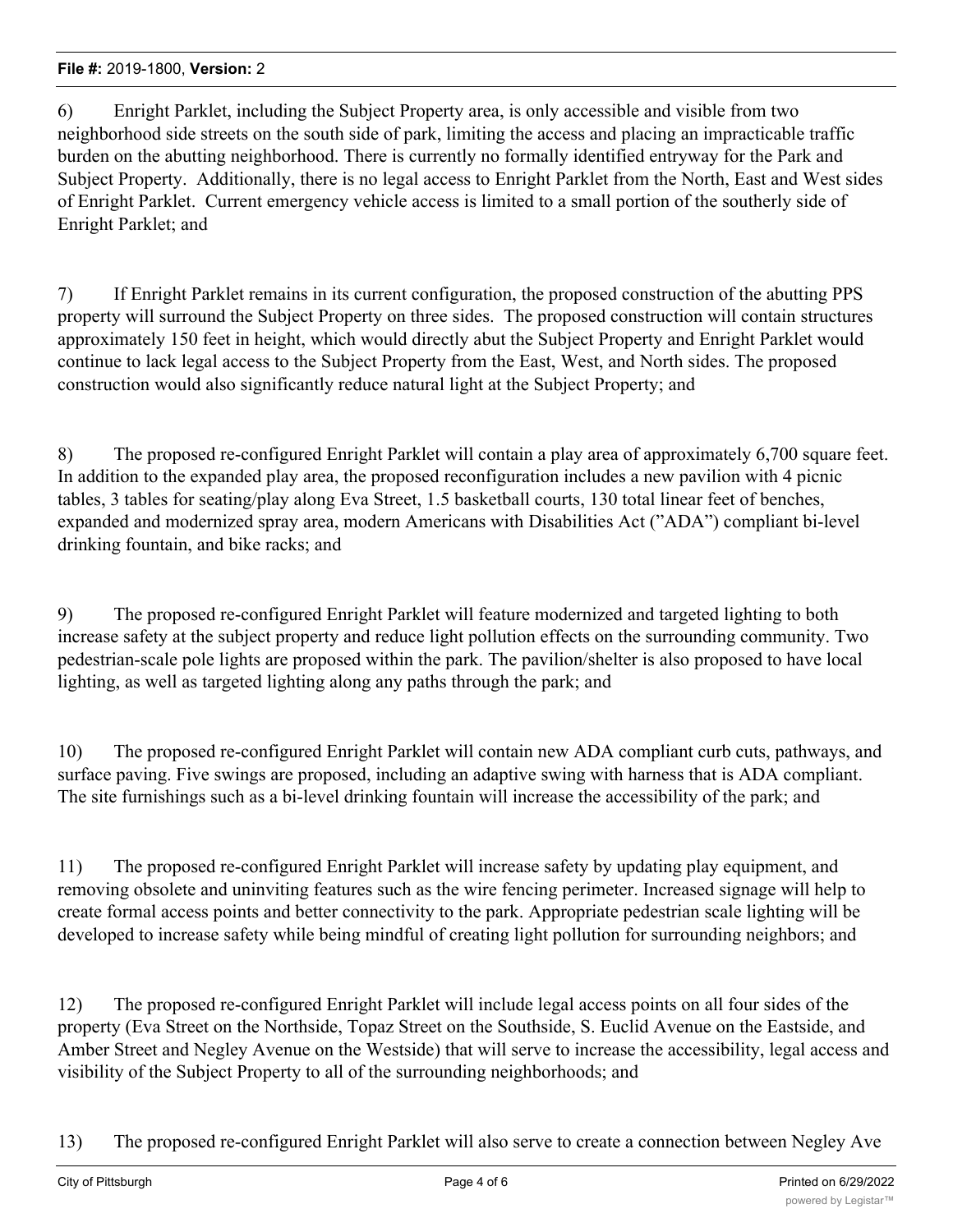6) Enright Parklet, including the Subject Property area, is only accessible and visible from two neighborhood side streets on the south side of park, limiting the access and placing an impracticable traffic burden on the abutting neighborhood. There is currently no formally identified entryway for the Park and Subject Property. Additionally, there is no legal access to Enright Parklet from the North, East and West sides of Enright Parklet. Current emergency vehicle access is limited to a small portion of the southerly side of Enright Parklet; and

7) If Enright Parklet remains in its current configuration, the proposed construction of the abutting PPS property will surround the Subject Property on three sides. The proposed construction will contain structures approximately 150 feet in height, which would directly abut the Subject Property and Enright Parklet would continue to lack legal access to the Subject Property from the East, West, and North sides. The proposed construction would also significantly reduce natural light at the Subject Property; and

8) The proposed re-configured Enright Parklet will contain a play area of approximately 6,700 square feet. In addition to the expanded play area, the proposed reconfiguration includes a new pavilion with 4 picnic tables, 3 tables for seating/play along Eva Street, 1.5 basketball courts, 130 total linear feet of benches, expanded and modernized spray area, modern Americans with Disabilities Act ("ADA") compliant bi-level drinking fountain, and bike racks; and

9) The proposed re-configured Enright Parklet will feature modernized and targeted lighting to both increase safety at the subject property and reduce light pollution effects on the surrounding community. Two pedestrian-scale pole lights are proposed within the park. The pavilion/shelter is also proposed to have local lighting, as well as targeted lighting along any paths through the park; and

10) The proposed re-configured Enright Parklet will contain new ADA compliant curb cuts, pathways, and surface paving. Five swings are proposed, including an adaptive swing with harness that is ADA compliant. The site furnishings such as a bi-level drinking fountain will increase the accessibility of the park; and

11) The proposed re-configured Enright Parklet will increase safety by updating play equipment, and removing obsolete and uninviting features such as the wire fencing perimeter. Increased signage will help to create formal access points and better connectivity to the park. Appropriate pedestrian scale lighting will be developed to increase safety while being mindful of creating light pollution for surrounding neighbors; and

12) The proposed re-configured Enright Parklet will include legal access points on all four sides of the property (Eva Street on the Northside, Topaz Street on the Southside, S. Euclid Avenue on the Eastside, and Amber Street and Negley Avenue on the Westside) that will serve to increase the accessibility, legal access and visibility of the Subject Property to all of the surrounding neighborhoods; and

13) The proposed re-configured Enright Parklet will also serve to create a connection between Negley Ave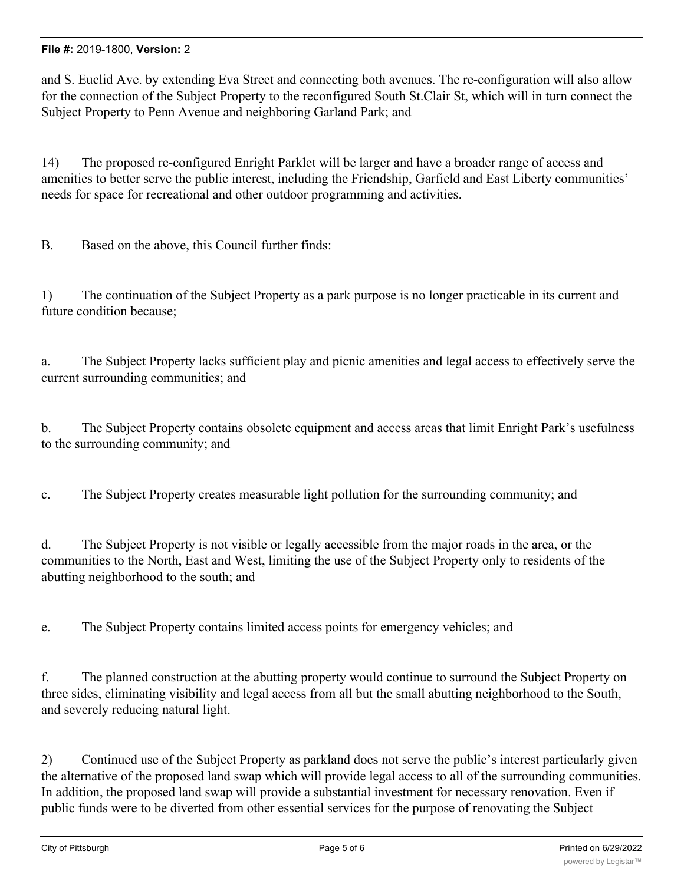and S. Euclid Ave. by extending Eva Street and connecting both avenues. The re-configuration will also allow for the connection of the Subject Property to the reconfigured South St.Clair St, which will in turn connect the Subject Property to Penn Avenue and neighboring Garland Park; and

14) The proposed re-configured Enright Parklet will be larger and have a broader range of access and amenities to better serve the public interest, including the Friendship, Garfield and East Liberty communities' needs for space for recreational and other outdoor programming and activities.

B. Based on the above, this Council further finds:

1) The continuation of the Subject Property as a park purpose is no longer practicable in its current and future condition because;

a. The Subject Property lacks sufficient play and picnic amenities and legal access to effectively serve the current surrounding communities; and

b. The Subject Property contains obsolete equipment and access areas that limit Enright Park's usefulness to the surrounding community; and

c. The Subject Property creates measurable light pollution for the surrounding community; and

d. The Subject Property is not visible or legally accessible from the major roads in the area, or the communities to the North, East and West, limiting the use of the Subject Property only to residents of the abutting neighborhood to the south; and

e. The Subject Property contains limited access points for emergency vehicles; and

f. The planned construction at the abutting property would continue to surround the Subject Property on three sides, eliminating visibility and legal access from all but the small abutting neighborhood to the South, and severely reducing natural light.

2) Continued use of the Subject Property as parkland does not serve the public's interest particularly given the alternative of the proposed land swap which will provide legal access to all of the surrounding communities. In addition, the proposed land swap will provide a substantial investment for necessary renovation. Even if public funds were to be diverted from other essential services for the purpose of renovating the Subject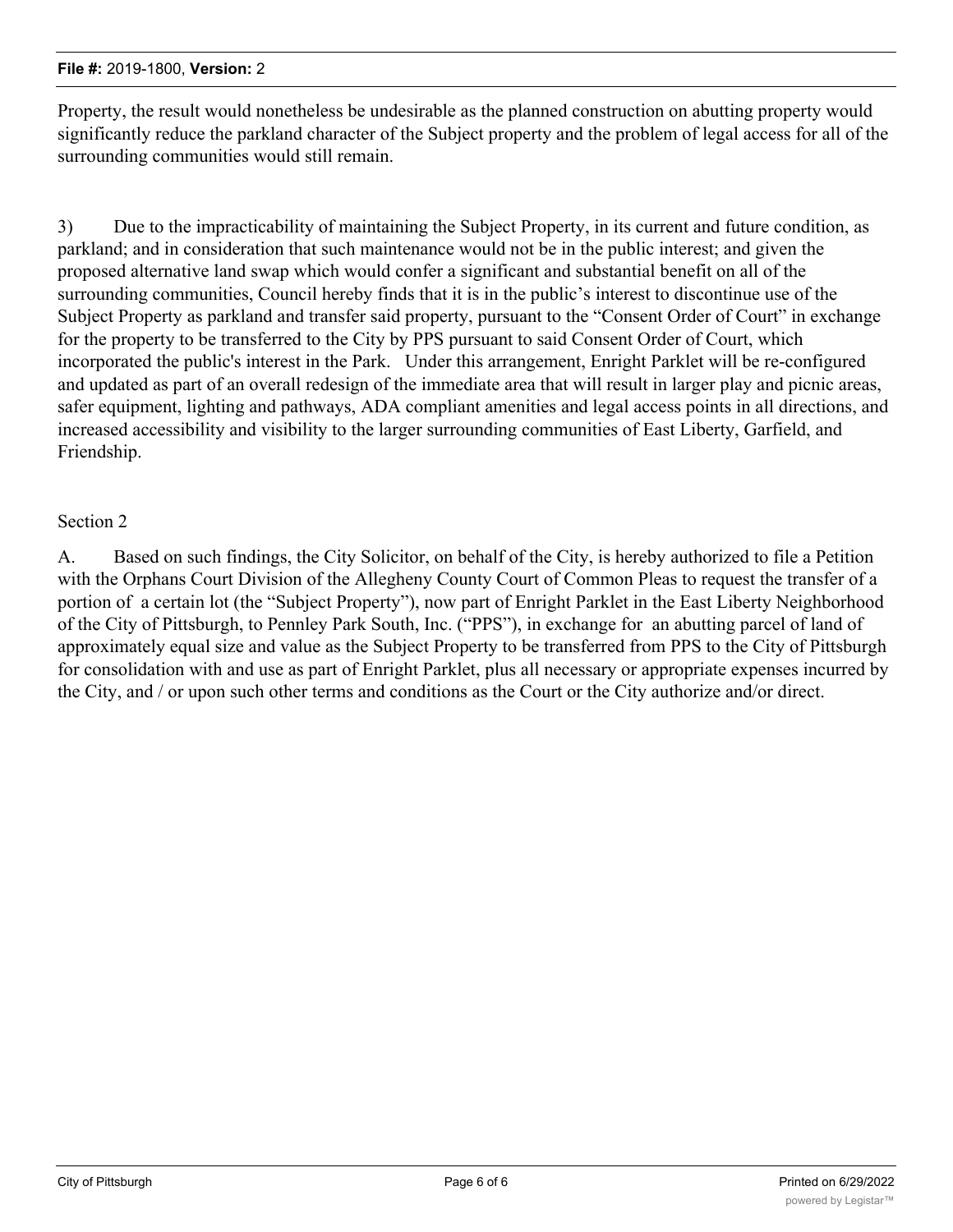Property, the result would nonetheless be undesirable as the planned construction on abutting property would significantly reduce the parkland character of the Subject property and the problem of legal access for all of the surrounding communities would still remain.

3) Due to the impracticability of maintaining the Subject Property, in its current and future condition, as parkland; and in consideration that such maintenance would not be in the public interest; and given the proposed alternative land swap which would confer a significant and substantial benefit on all of the surrounding communities, Council hereby finds that it is in the public's interest to discontinue use of the Subject Property as parkland and transfer said property, pursuant to the "Consent Order of Court" in exchange for the property to be transferred to the City by PPS pursuant to said Consent Order of Court, which incorporated the public's interest in the Park. Under this arrangement, Enright Parklet will be re-configured and updated as part of an overall redesign of the immediate area that will result in larger play and picnic areas, safer equipment, lighting and pathways, ADA compliant amenities and legal access points in all directions, and increased accessibility and visibility to the larger surrounding communities of East Liberty, Garfield, and Friendship.

Section 2

A. Based on such findings, the City Solicitor, on behalf of the City, is hereby authorized to file a Petition with the Orphans Court Division of the Allegheny County Court of Common Pleas to request the transfer of a portion of a certain lot (the "Subject Property"), now part of Enright Parklet in the East Liberty Neighborhood of the City of Pittsburgh, to Pennley Park South, Inc. ("PPS"), in exchange for an abutting parcel of land of approximately equal size and value as the Subject Property to be transferred from PPS to the City of Pittsburgh for consolidation with and use as part of Enright Parklet, plus all necessary or appropriate expenses incurred by the City, and / or upon such other terms and conditions as the Court or the City authorize and/or direct.